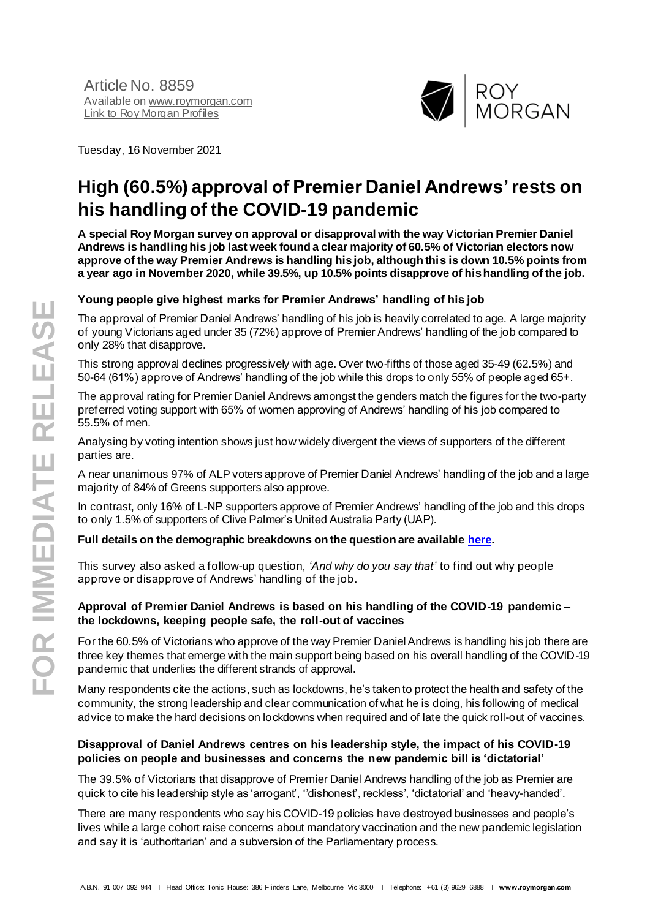Article No. 8859
Available on [www.roymorgan.com](http://www.roymorgan.com)
[Link to Roy Morgan Profiles]()

Tuesday, 16 November 2021

# High (60.5%) approval of Premier Daniel Andrews' rests on his handling of the COVID-19 pandemic

**A special Roy Morgan survey on approval or disapproval with the way Victorian Premier Daniel Andrews is handling his job last week found a clear majority of 60.5% of Victorian electors now approve of the way Premier Andrews is handling his job, although this is down 10.5% points from a year ago in November 2020, while 39.5%, up 10.5% points disapprove of his handling of the job.**

### Young people give highest marks for Premier Andrews' handling of his job

The approval of Premier Daniel Andrews' handling of his job is heavily correlated to age. A large majority of young Victorians aged under 35 (72%) approve of Premier Andrews' handling of the job compared to only 28% that disapprove.

This strong approval declines progressively with age. Over two-fifths of those aged 35-49 (62.5%) and 50-64 (61%) approve of Andrews' handling of the job while this drops to only 55% of people aged 65+.

The approval rating for Premier Daniel Andrews amongst the genders match the figures for the two-party preferred voting support with 65% of women approving of Andrews' handling of his job compared to 55.5% of men.

Analysing by voting intention shows just how widely divergent the views of supporters of the different parties are.

A near unanimous 97% of ALP voters approve of Premier Daniel Andrews' handling of the job and a large majority of 84% of Greens supporters also approve.

In contrast, only 16% of L-NP supporters approve of Premier Andrews' handling of the job and this drops to only 1.5% of supporters of Clive Palmer's United Australia Party (UAP).

**Full details on the demographic breakdowns on the question are available [here]().**

This survey also asked a follow-up question, *'And why do you say that'* to find out why people approve or disapprove of Andrews' handling of the job.

### Approval of Premier Daniel Andrews is based on his handling of the COVID-19 pandemic – the lockdowns, keeping people safe, the roll-out of vaccines

For the 60.5% of Victorians who approve of the way Premier Daniel Andrews is handling his job there are three key themes that emerge with the main support being based on his overall handling of the COVID-19 pandemic that underlies the different strands of approval.

Many respondents cite the actions, such as lockdowns, he's taken to protect the health and safety of the community, the strong leadership and clear communication of what he is doing, his following of medical advice to make the hard decisions on lockdowns when required and of late the quick roll-out of vaccines.

### Disapproval of Daniel Andrews centres on his leadership style, the impact of his COVID-19 policies on people and businesses and concerns the new pandemic bill is 'dictatorial'

The 39.5% of Victorians that disapprove of Premier Daniel Andrews handling of the job as Premier are quick to cite his leadership style as 'arrogant', ''dishonest', reckless', 'dictatorial' and 'heavy-handed'.

There are many respondents who say his COVID-19 policies have destroyed businesses and people's lives while a large cohort raise concerns about mandatory vaccination and the new pandemic legislation and say it is 'authoritarian' and a subversion of the Parliamentary process.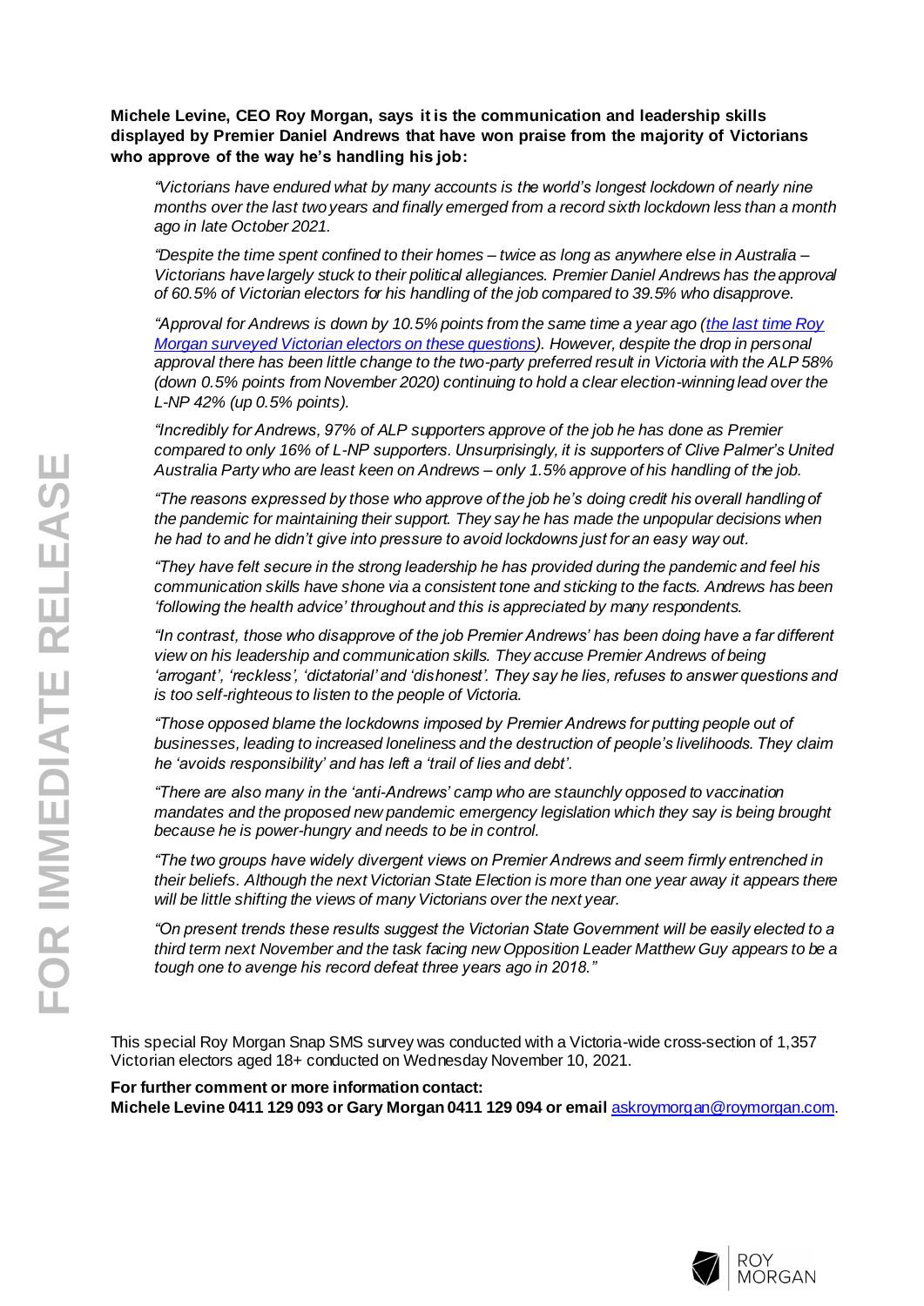**Michele Levine, CEO Roy Morgan, says it is the communication and leadership skills displayed by Premier Daniel Andrews that have won praise from the majority of Victorians who approve of the way he's handling his job:**

*"Victorians have endured what by many accounts is the world's longest lockdown of nearly nine months over the last two years and finally emerged from a record sixth lockdown less than a month ago in late October 2021.*

*"Despite the time spent confined to their homes – twice as long as anywhere else in Australia – Victorians have largely stuck to their political allegiances. Premier Daniel Andrews has the approval of 60.5% of Victorian electors for his handling of the job compared to 39.5% who disapprove.*

*"Approval for Andrews is down by 10.5% points from the same time a year ago ([the last time Roy Morgan surveyed Victorian electors on these questions]()). However, despite the drop in personal approval there has been little change to the two-party preferred result in Victoria with the ALP 58% (down 0.5% points from November 2020) continuing to hold a clear election-winning lead over the L-NP 42% (up 0.5% points).*

*"Incredibly for Andrews, 97% of ALP supporters approve of the job he has done as Premier compared to only 16% of L-NP supporters. Unsurprisingly, it is supporters of Clive Palmer's United Australia Party who are least keen on Andrews – only 1.5% approve of his handling of the job.*

*"The reasons expressed by those who approve of the job he's doing credit his overall handling of the pandemic for maintaining their support. They say he has made the unpopular decisions when he had to and he didn't give into pressure to avoid lockdowns just for an easy way out.*

*"They have felt secure in the strong leadership he has provided during the pandemic and feel his communication skills have shone via a consistent tone and sticking to the facts. Andrews has been 'following the health advice' throughout and this is appreciated by many respondents.*

*"In contrast, those who disapprove of the job Premier Andrews' has been doing have a far different view on his leadership and communication skills. They accuse Premier Andrews of being 'arrogant', 'reckless', 'dictatorial' and 'dishonest'. They say he lies, refuses to answer questions and is too self-righteous to listen to the people of Victoria.*

*"Those opposed blame the lockdowns imposed by Premier Andrews for putting people out of businesses, leading to increased loneliness and the destruction of people's livelihoods. They claim he 'avoids responsibility' and has left a 'trail of lies and debt'.*

*"There are also many in the 'anti-Andrews' camp who are staunchly opposed to vaccination mandates and the proposed new pandemic emergency legislation which they say is being brought because he is power-hungry and needs to be in control.*

*"The two groups have widely divergent views on Premier Andrews and seem firmly entrenched in their beliefs. Although the next Victorian State Election is more than one year away it appears there will be little shifting the views of many Victorians over the next year.*

*"On present trends these results suggest the Victorian State Government will be easily elected to a third term next November and the task facing new Opposition Leader Matthew Guy appears to be a tough one to avenge his record defeat three years ago in 2018."*

This special Roy Morgan Snap SMS survey was conducted with a Victoria-wide cross-section of 1,357 Victorian electors aged 18+ conducted on Wednesday November 10, 2021.

**For further comment or more information contact:**
**Michele Levine 0411 129 093 or Gary Morgan 0411 129 094 or email** askroymorgan@roymorgan.com.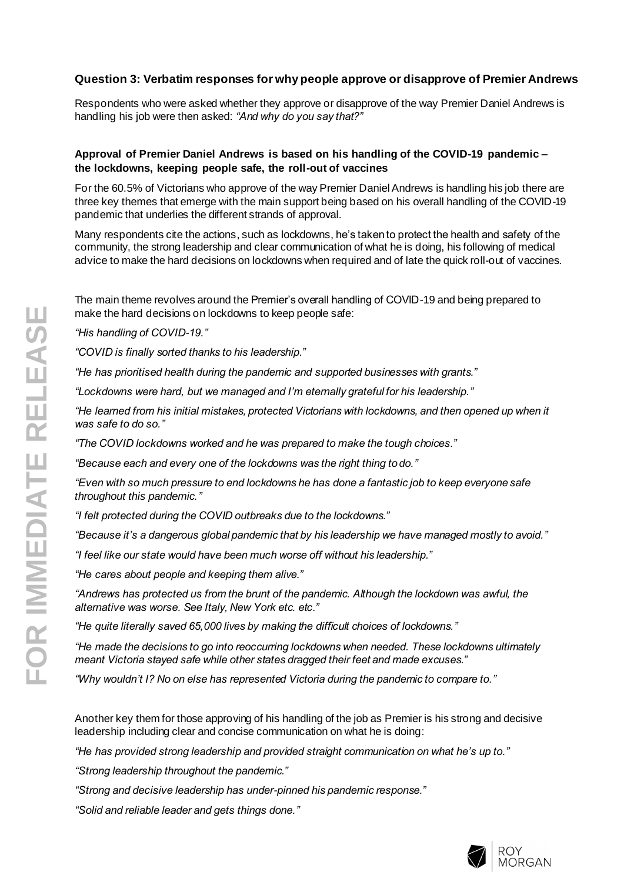### Question 3: Verbatim responses for why people approve or disapprove of Premier Andrews

Respondents who were asked whether they approve or disapprove of the way Premier Daniel Andrews is handling his job were then asked: *"And why do you say that?"*

#### Approval of Premier Daniel Andrews is based on his handling of the COVID-19 pandemic – the lockdowns, keeping people safe, the roll-out of vaccines

For the 60.5% of Victorians who approve of the way Premier Daniel Andrews is handling his job there are three key themes that emerge with the main support being based on his overall handling of the COVID-19 pandemic that underlies the different strands of approval.

Many respondents cite the actions, such as lockdowns, he's taken to protect the health and safety of the community, the strong leadership and clear communication of what he is doing, his following of medical advice to make the hard decisions on lockdowns when required and of late the quick roll-out of vaccines.

The main theme revolves around the Premier's overall handling of COVID-19 and being prepared to make the hard decisions on lockdowns to keep people safe:

*"His handling of COVID-19."*

*"COVID is finally sorted thanks to his leadership."*

*"He has prioritised health during the pandemic and supported businesses with grants."*

*"Lockdowns were hard, but we managed and I'm eternally grateful for his leadership."*

*"He learned from his initial mistakes, protected Victorians with lockdowns, and then opened up when it was safe to do so."*

*"The COVID lockdowns worked and he was prepared to make the tough choices."*

*"Because each and every one of the lockdowns was the right thing to do."*

*"Even with so much pressure to end lockdowns he has done a fantastic job to keep everyone safe throughout this pandemic."*

*"I felt protected during the COVID outbreaks due to the lockdowns."*

*"Because it's a dangerous global pandemic that by his leadership we have managed mostly to avoid."*

*"I feel like our state would have been much worse off without his leadership."*

*"He cares about people and keeping them alive."*

*"Andrews has protected us from the brunt of the pandemic. Although the lockdown was awful, the alternative was worse. See Italy, New York etc. etc."*

*"He quite literally saved 65,000 lives by making the difficult choices of lockdowns."*

*"He made the decisions to go into reoccurring lockdowns when needed. These lockdowns ultimately meant Victoria stayed safe while other states dragged their feet and made excuses."*

*"Why wouldn't I? No on else has represented Victoria during the pandemic to compare to."*

Another key them for those approving of his handling of the job as Premier is his strong and decisive leadership including clear and concise communication on what he is doing:

*"He has provided strong leadership and provided straight communication on what he's up to."*

*"Strong leadership throughout the pandemic."*

*"Strong and decisive leadership has under-pinned his pandemic response."*

*"Solid and reliable leader and gets things done."*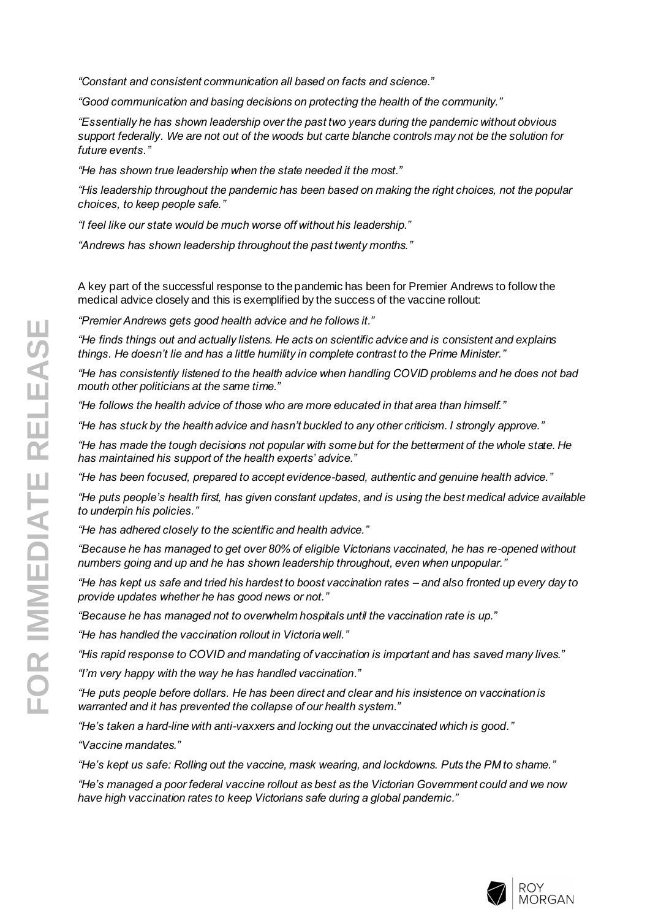*"Constant and consistent communication all based on facts and science."*

*"Good communication and basing decisions on protecting the health of the community."*

*"Essentially he has shown leadership over the past two years during the pandemic without obvious support federally. We are not out of the woods but carte blanche controls may not be the solution for future events."*

*"He has shown true leadership when the state needed it the most."*

*"His leadership throughout the pandemic has been based on making the right choices, not the popular choices, to keep people safe."*

*"I feel like our state would be much worse off without his leadership."*

*"Andrews has shown leadership throughout the past twenty months."*

A key part of the successful response to the pandemic has been for Premier Andrews to follow the medical advice closely and this is exemplified by the success of the vaccine rollout:

*"Premier Andrews gets good health advice and he follows it."*

*"He finds things out and actually listens. He acts on scientific advice and is consistent and explains things. He doesn't lie and has a little humility in complete contrast to the Prime Minister."*

*"He has consistently listened to the health advice when handling COVID problems and he does not bad mouth other politicians at the same time."*

*"He follows the health advice of those who are more educated in that area than himself."*

*"He has stuck by the health advice and hasn't buckled to any other criticism. I strongly approve."*

*"He has made the tough decisions not popular with some but for the betterment of the whole state. He has maintained his support of the health experts' advice."*

*"He has been focused, prepared to accept evidence-based, authentic and genuine health advice."*

*"He puts people's health first, has given constant updates, and is using the best medical advice available to underpin his policies."*

*"He has adhered closely to the scientific and health advice."*

*"Because he has managed to get over 80% of eligible Victorians vaccinated, he has re-opened without numbers going and up and he has shown leadership throughout, even when unpopular."*

*"He has kept us safe and tried his hardest to boost vaccination rates – and also fronted up every day to provide updates whether he has good news or not."*

*"Because he has managed not to overwhelm hospitals until the vaccination rate is up."*

*"He has handled the vaccination rollout in Victoria well."*

*"His rapid response to COVID and mandating of vaccination is important and has saved many lives."*

*"I'm very happy with the way he has handled vaccination."*

*"He puts people before dollars. He has been direct and clear and his insistence on vaccination is warranted and it has prevented the collapse of our health system."*

*"He's taken a hard-line with anti-vaxxers and locking out the unvaccinated which is good."*

*"Vaccine mandates."*

*"He's kept us safe: Rolling out the vaccine, mask wearing, and lockdowns. Puts the PM to shame."*

*"He's managed a poor federal vaccine rollout as best as the Victorian Government could and we now have high vaccination rates to keep Victorians safe during a global pandemic."*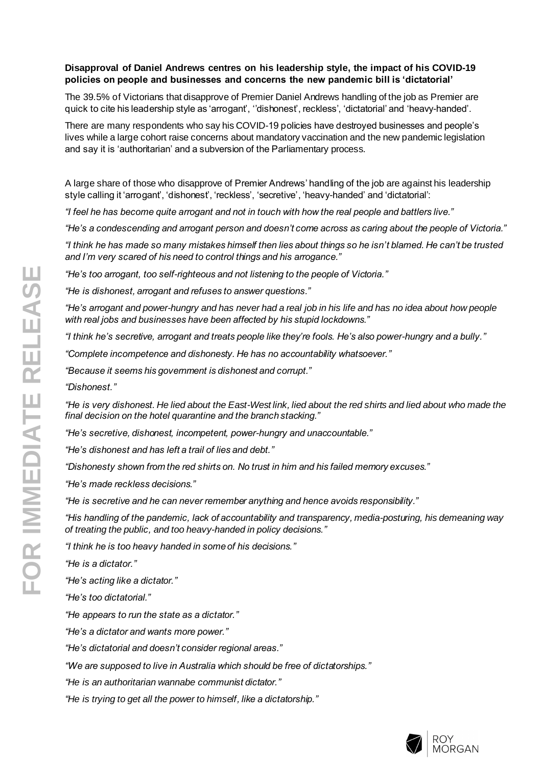**Disapproval of Daniel Andrews centres on his leadership style, the impact of his COVID-19 policies on people and businesses and concerns the new pandemic bill is 'dictatorial'**

The 39.5% of Victorians that disapprove of Premier Daniel Andrews handling of the job as Premier are quick to cite his leadership style as 'arrogant', ''dishonest', reckless', 'dictatorial' and 'heavy-handed'.

There are many respondents who say his COVID-19 policies have destroyed businesses and people's lives while a large cohort raise concerns about mandatory vaccination and the new pandemic legislation and say it is 'authoritarian' and a subversion of the Parliamentary process.

A large share of those who disapprove of Premier Andrews' handling of the job are against his leadership style calling it 'arrogant', 'dishonest', 'reckless', 'secretive', 'heavy-handed' and 'dictatorial':

*"I feel he has become quite arrogant and not in touch with how the real people and battlers live."*

*"He's a condescending and arrogant person and doesn't come across as caring about the people of Victoria."*

*"I think he has made so many mistakes himself then lies about things so he isn't blamed. He can't be trusted and I'm very scared of his need to control things and his arrogance."*

*"He's too arrogant, too self-righteous and not listening to the people of Victoria."*

*"He is dishonest, arrogant and refuses to answer questions."*

*"He's arrogant and power-hungry and has never had a real job in his life and has no idea about how people with real jobs and businesses have been affected by his stupid lockdowns."*

*"I think he's secretive, arrogant and treats people like they're fools. He's also power-hungry and a bully."*

*"Complete incompetence and dishonesty. He has no accountability whatsoever."*

*"Because it seems his government is dishonest and corrupt."*

*"Dishonest."*

*"He is very dishonest. He lied about the East-West link, lied about the red shirts and lied about who made the final decision on the hotel quarantine and the branch stacking."*

*"He's secretive, dishonest, incompetent, power-hungry and unaccountable."*

*"He's dishonest and has left a trail of lies and debt."*

*"Dishonesty shown from the red shirts on. No trust in him and his failed memory excuses."*

*"He's made reckless decisions."*

*"He is secretive and he can never remember anything and hence avoids responsibility."*

*"His handling of the pandemic, lack of accountability and transparency, media-posturing, his demeaning way of treating the public, and too heavy-handed in policy decisions."*

*"I think he is too heavy handed in some of his decisions."*

*"He is a dictator."*

*"He's acting like a dictator."*

*"He's too dictatorial."*

*"He appears to run the state as a dictator."*

*"He's a dictator and wants more power."*

*"He's dictatorial and doesn't consider regional areas."*

*"We are supposed to live in Australia which should be free of dictatorships."*

*"He is an authoritarian wannabe communist dictator."*

*"He is trying to get all the power to himself, like a dictatorship."*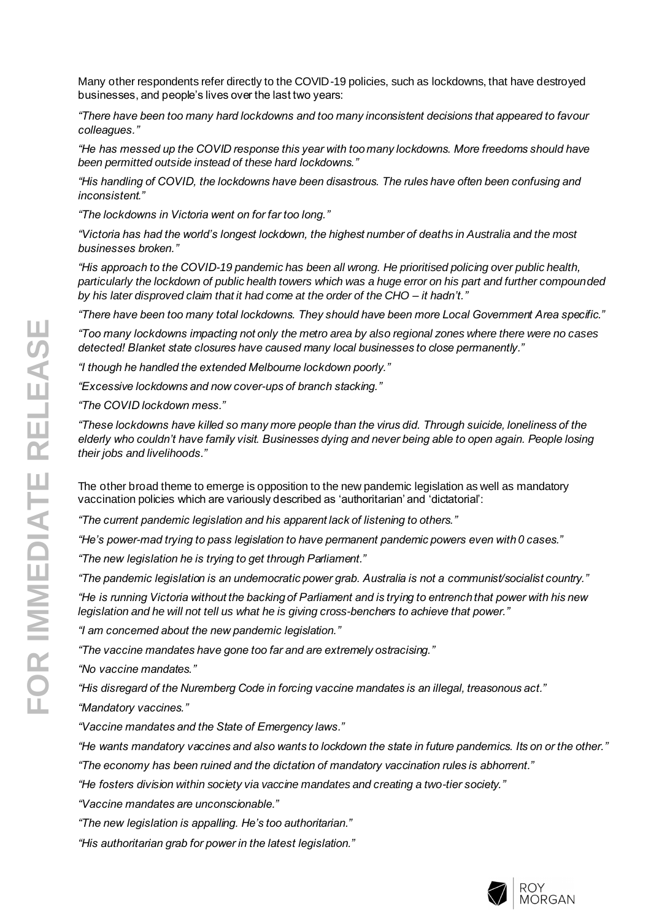Many other respondents refer directly to the COVID-19 policies, such as lockdowns, that have destroyed businesses, and people's lives over the last two years:

*"There have been too many hard lockdowns and too many inconsistent decisions that appeared to favour colleagues."*

*"He has messed up the COVID response this year with too many lockdowns. More freedoms should have been permitted outside instead of these hard lockdowns."*

*"His handling of COVID, the lockdowns have been disastrous. The rules have often been confusing and inconsistent."*

*"The lockdowns in Victoria went on for far too long."*

*"Victoria has had the world's longest lockdown, the highest number of deaths in Australia and the most businesses broken."*

*"His approach to the COVID-19 pandemic has been all wrong. He prioritised policing over public health, particularly the lockdown of public health towers which was a huge error on his part and further compounded by his later disproved claim that it had come at the order of the CHO – it hadn't."*

*"There have been too many total lockdowns. They should have been more Local Government Area specific."*

*"Too many lockdowns impacting not only the metro area by also regional zones where there were no cases detected! Blanket state closures have caused many local businesses to close permanently."*

*"I though he handled the extended Melbourne lockdown poorly."*

*"Excessive lockdowns and now cover-ups of branch stacking."*

*"The COVID lockdown mess."*

*"These lockdowns have killed so many more people than the virus did. Through suicide, loneliness of the elderly who couldn't have family visit. Businesses dying and never being able to open again. People losing their jobs and livelihoods."*

The other broad theme to emerge is opposition to the new pandemic legislation as well as mandatory vaccination policies which are variously described as 'authoritarian' and 'dictatorial':

*"The current pandemic legislation and his apparent lack of listening to others."*

*"He's power-mad trying to pass legislation to have permanent pandemic powers even with 0 cases."*

*"The new legislation he is trying to get through Parliament."*

*"The pandemic legislation is an undemocratic power grab. Australia is not a communist/socialist country."*

*"He is running Victoria without the backing of Parliament and is trying to entrench that power with his new legislation and he will not tell us what he is giving cross-benchers to achieve that power."*

*"I am concerned about the new pandemic legislation."*

*"The vaccine mandates have gone too far and are extremely ostracising."*

*"No vaccine mandates."*

*"His disregard of the Nuremberg Code in forcing vaccine mandates is an illegal, treasonous act."*

*"Mandatory vaccines."*

*"Vaccine mandates and the State of Emergency laws."*

*"He wants mandatory vaccines and also wants to lockdown the state in future pandemics. Its on or the other."*

*"The economy has been ruined and the dictation of mandatory vaccination rules is abhorrent."*

*"He fosters division within society via vaccine mandates and creating a two-tier society."*

*"Vaccine mandates are unconscionable."*

*"The new legislation is appalling. He's too authoritarian."*

*"His authoritarian grab for power in the latest legislation."*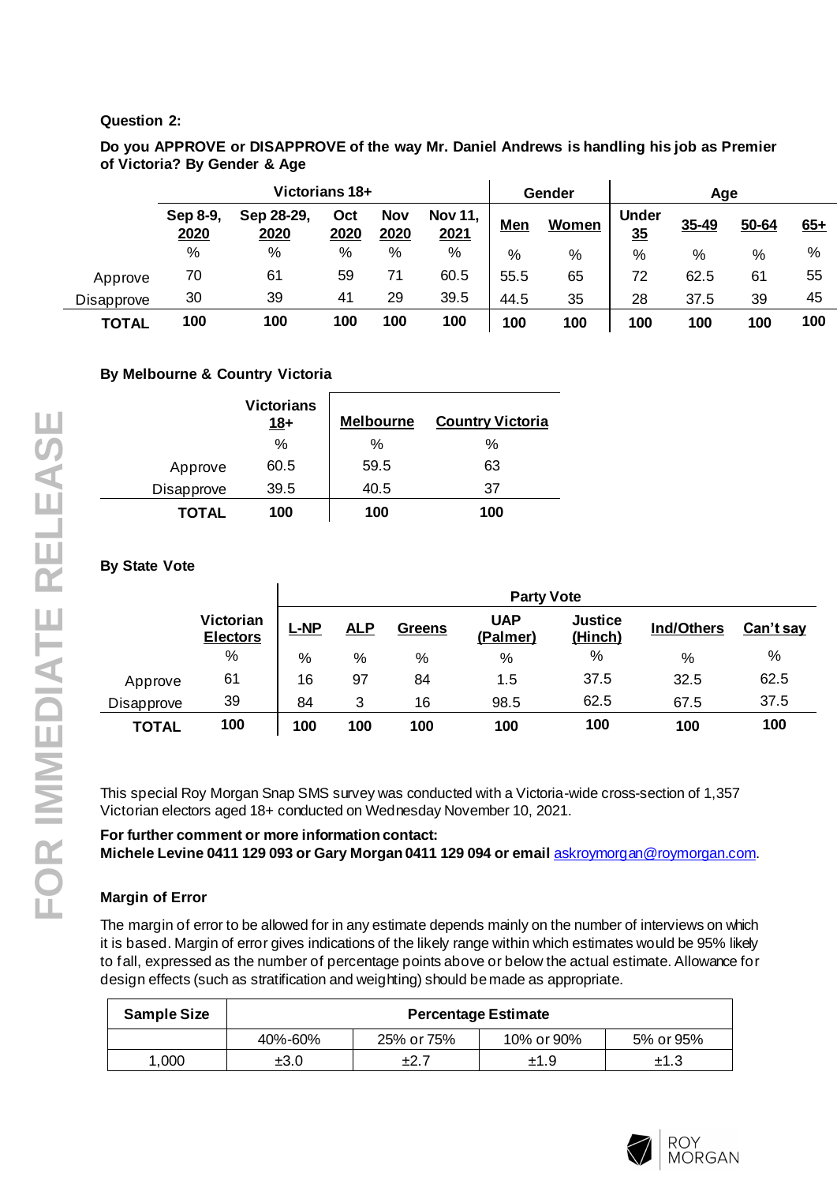**Question 2:**

**Do you APPROVE or DISAPPROVE of the way Mr. Daniel Andrews is handling his job as Premier of Victoria? By Gender & Age**

| | Victorians 18+ | | | | | Gender | | Age | | | |
|---|---|---|---|---|---|---|---|---|---|---|---|
| | Sep 8-9, 2020 | Sep 28-29, 2020 | Oct 2020 | Nov 2020 | Nov 11, 2021 | Men | Women | Under 35 | 35-49 | 50-64 | 65+ |
| | % | % | % | % | % | % | % | % | % | % | % |
| Approve | 70 | 61 | 59 | 71 | 60.5 | 55.5 | 65 | 72 | 62.5 | 61 | 55 |
| Disapprove | 30 | 39 | 41 | 29 | 39.5 | 44.5 | 35 | 28 | 37.5 | 39 | 45 |
| **TOTAL** | **100** | **100** | **100** | **100** | **100** | **100** | **100** | **100** | **100** | **100** | **100** |

**By Melbourne & Country Victoria**

| | Victorians 18+ | Melbourne | Country Victoria |
|---|---|---|---|
| | % | % | % |
| Approve | 60.5 | 59.5 | 63 |
| Disapprove | 39.5 | 40.5 | 37 |
| **TOTAL** | **100** | **100** | **100** |

**By State Vote**

| | | Party Vote | | | | | | |
|---|---|---|---|---|---|---|---|---|
| | Victorian Electors | L-NP | ALP | Greens | UAP (Palmer) | Justice (Hinch) | Ind/Others | Can't say |
| | % | % | % | % | % | % | % | % |
| Approve | 61 | 16 | 97 | 84 | 1.5 | 37.5 | 32.5 | 62.5 |
| Disapprove | 39 | 84 | 3 | 16 | 98.5 | 62.5 | 67.5 | 37.5 |
| **TOTAL** | **100** | **100** | **100** | **100** | **100** | **100** | **100** | **100** |

This special Roy Morgan Snap SMS survey was conducted with a Victoria-wide cross-section of 1,357 Victorian electors aged 18+ conducted on Wednesday November 10, 2021.

**For further comment or more information contact:**
**Michele Levine 0411 129 093 or Gary Morgan 0411 129 094 or email** askroymorgan@roymorgan.com.

**Margin of Error**

The margin of error to be allowed for in any estimate depends mainly on the number of interviews on which it is based. Margin of error gives indications of the likely range within which estimates would be 95% likely to fall, expressed as the number of percentage points above or below the actual estimate. Allowance for design effects (such as stratification and weighting) should be made as appropriate.

| Sample Size | Percentage Estimate | | | |
|---|---|---|---|---|
| | 40%-60% | 25% or 75% | 10% or 90% | 5% or 95% |
| 1,000 | ±3.0 | ±2.7 | ±1.9 | ±1.3 |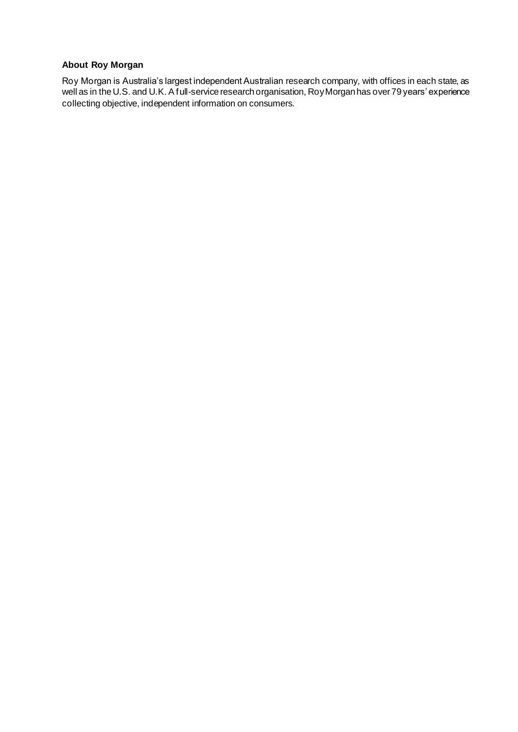**About Roy Morgan**

Roy Morgan is Australia's largest independent Australian research company, with offices in each state, as well as in the U.S. and U.K. A full-service research organisation, Roy Morgan has over 79 years' experience collecting objective, independent information on consumers.